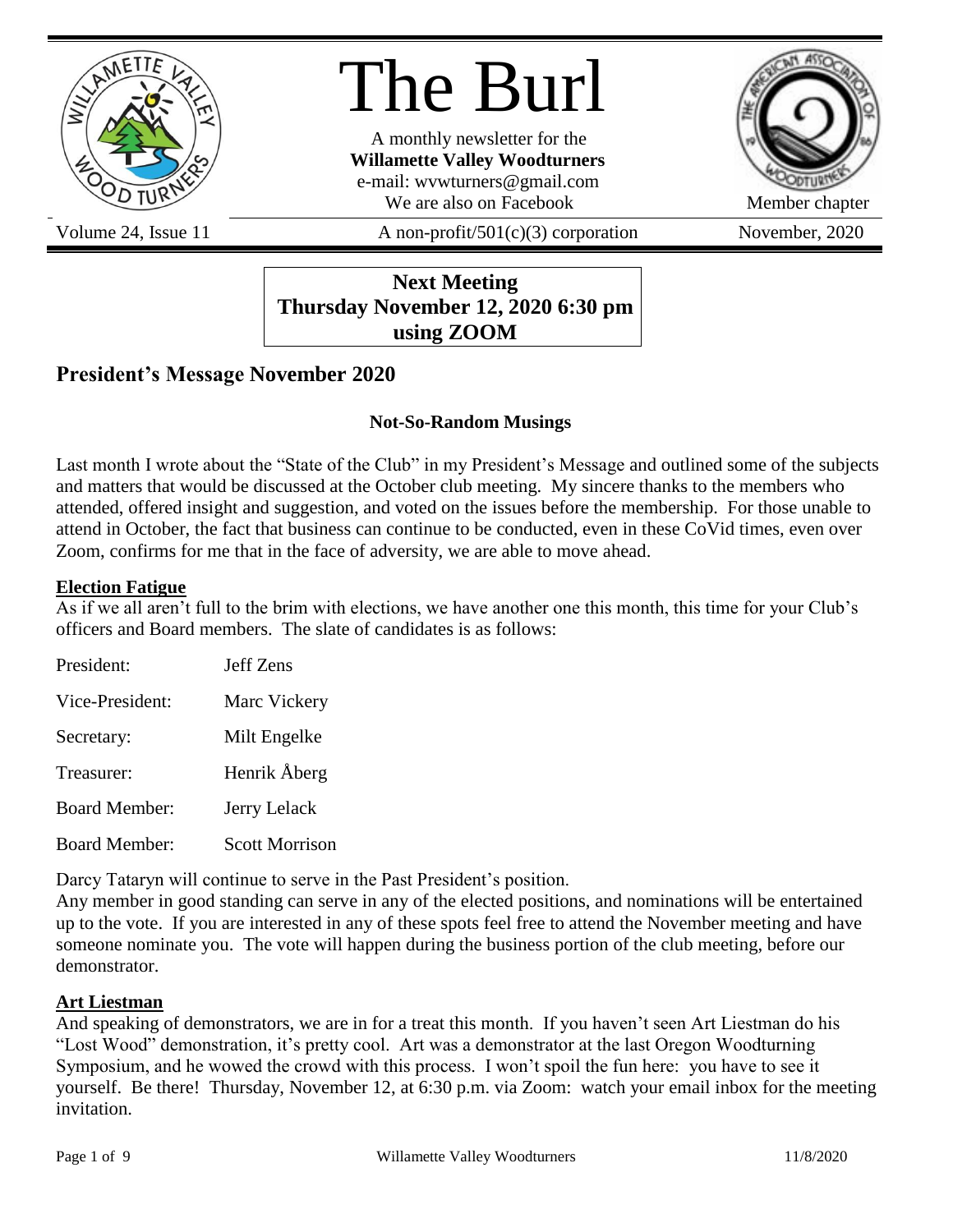# The Burl

A monthly newsletter for the
**Willamette Valley Woodturners**
e-mail: wvwturners@gmail.com
We are also on Facebook

Member chapter

Volume 24, Issue 11 | A non-profit/501(c)(3) corporation | November, 2020

**Next Meeting**
**Thursday November 12, 2020 6:30 pm**
**using ZOOM**

## President's Message November 2020

**Not-So-Random Musings**

Last month I wrote about the "State of the Club" in my President's Message and outlined some of the subjects and matters that would be discussed at the October club meeting. My sincere thanks to the members who attended, offered insight and suggestion, and voted on the issues before the membership. For those unable to attend in October, the fact that business can continue to be conducted, even in these CoVid times, even over Zoom, confirms for me that in the face of adversity, we are able to move ahead.

### Election Fatigue

As if we all aren't full to the brim with elections, we have another one this month, this time for your Club's officers and Board members. The slate of candidates is as follows:

| | |
|---|---|
| President: | Jeff Zens |
| Vice-President: | Marc Vickery |
| Secretary: | Milt Engelke |
| Treasurer: | Henrik Åberg |
| Board Member: | Jerry Lelack |
| Board Member: | Scott Morrison |

Darcy Tataryn will continue to serve in the Past President's position.

Any member in good standing can serve in any of the elected positions, and nominations will be entertained up to the vote. If you are interested in any of these spots feel free to attend the November meeting and have someone nominate you. The vote will happen during the business portion of the club meeting, before our demonstrator.

### Art Liestman

And speaking of demonstrators, we are in for a treat this month. If you haven't seen Art Liestman do his "Lost Wood" demonstration, it's pretty cool. Art was a demonstrator at the last Oregon Woodturning Symposium, and he wowed the crowd with this process. I won't spoil the fun here: you have to see it yourself. Be there! Thursday, November 12, at 6:30 p.m. via Zoom: watch your email inbox for the meeting invitation.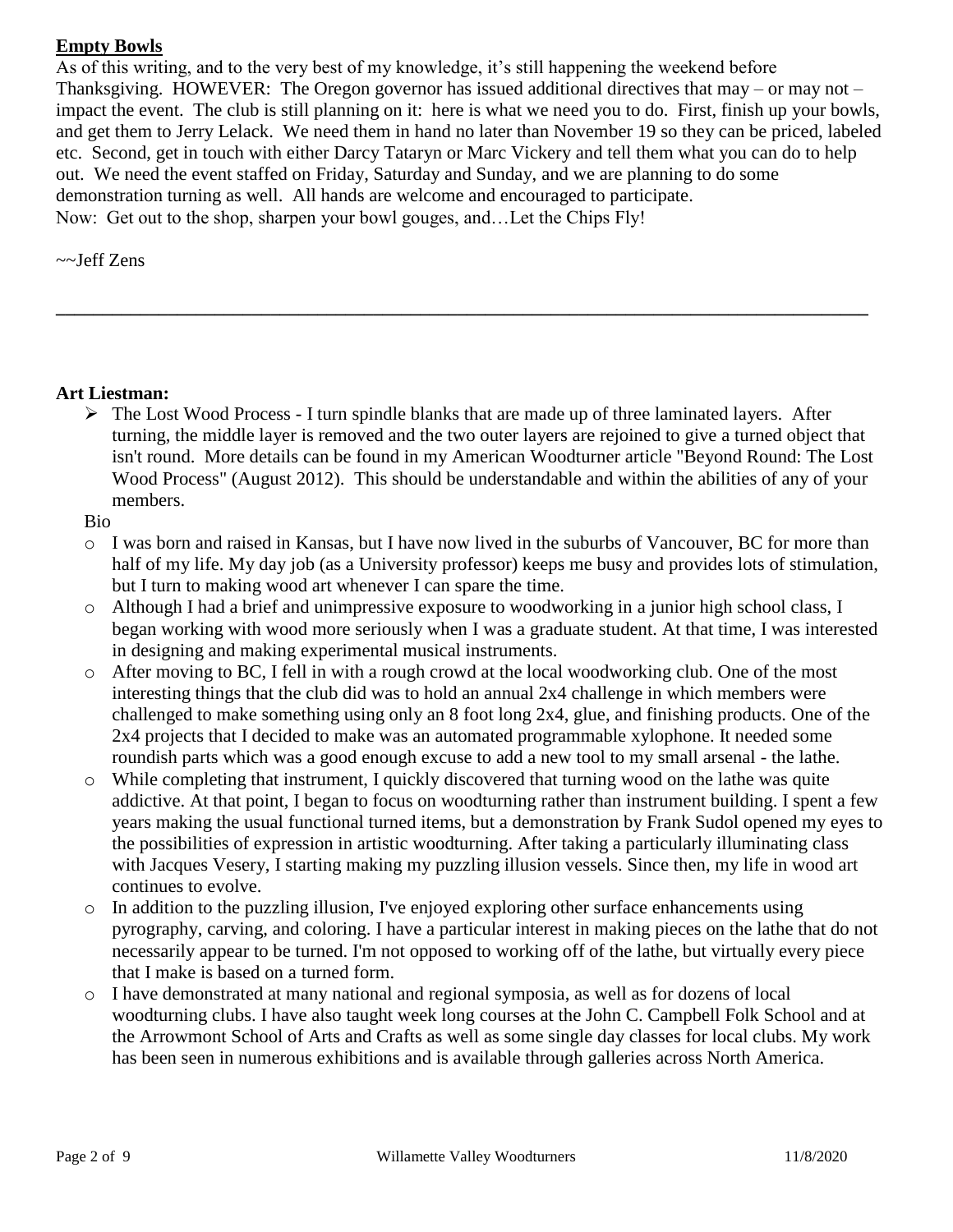## Empty Bowls

As of this writing, and to the very best of my knowledge, it's still happening the weekend before Thanksgiving. HOWEVER: The Oregon governor has issued additional directives that may – or may not – impact the event. The club is still planning on it: here is what we need you to do. First, finish up your bowls, and get them to Jerry Lelack. We need them in hand no later than November 19 so they can be priced, labeled etc. Second, get in touch with either Darcy Tataryn or Marc Vickery and tell them what you can do to help out. We need the event staffed on Friday, Saturday and Sunday, and we are planning to do some demonstration turning as well. All hands are welcome and encouraged to participate.
Now: Get out to the shop, sharpen your bowl gouges, and…Let the Chips Fly!

~~Jeff Zens

---

**Art Liestman:**

- The Lost Wood Process - I turn spindle blanks that are made up of three laminated layers. After turning, the middle layer is removed and the two outer layers are rejoined to give a turned object that isn't round. More details can be found in my American Woodturner article "Beyond Round: The Lost Wood Process" (August 2012). This should be understandable and within the abilities of any of your members.

Bio

- I was born and raised in Kansas, but I have now lived in the suburbs of Vancouver, BC for more than half of my life. My day job (as a University professor) keeps me busy and provides lots of stimulation, but I turn to making wood art whenever I can spare the time.
- Although I had a brief and unimpressive exposure to woodworking in a junior high school class, I began working with wood more seriously when I was a graduate student. At that time, I was interested in designing and making experimental musical instruments.
- After moving to BC, I fell in with a rough crowd at the local woodworking club. One of the most interesting things that the club did was to hold an annual 2x4 challenge in which members were challenged to make something using only an 8 foot long 2x4, glue, and finishing products. One of the 2x4 projects that I decided to make was an automated programmable xylophone. It needed some roundish parts which was a good enough excuse to add a new tool to my small arsenal - the lathe.
- While completing that instrument, I quickly discovered that turning wood on the lathe was quite addictive. At that point, I began to focus on woodturning rather than instrument building. I spent a few years making the usual functional turned items, but a demonstration by Frank Sudol opened my eyes to the possibilities of expression in artistic woodturning. After taking a particularly illuminating class with Jacques Vesery, I starting making my puzzling illusion vessels. Since then, my life in wood art continues to evolve.
- In addition to the puzzling illusion, I've enjoyed exploring other surface enhancements using pyrography, carving, and coloring. I have a particular interest in making pieces on the lathe that do not necessarily appear to be turned. I'm not opposed to working off of the lathe, but virtually every piece that I make is based on a turned form.
- I have demonstrated at many national and regional symposia, as well as for dozens of local woodturning clubs. I have also taught week long courses at the John C. Campbell Folk School and at the Arrowmont School of Arts and Crafts as well as some single day classes for local clubs. My work has been seen in numerous exhibitions and is available through galleries across North America.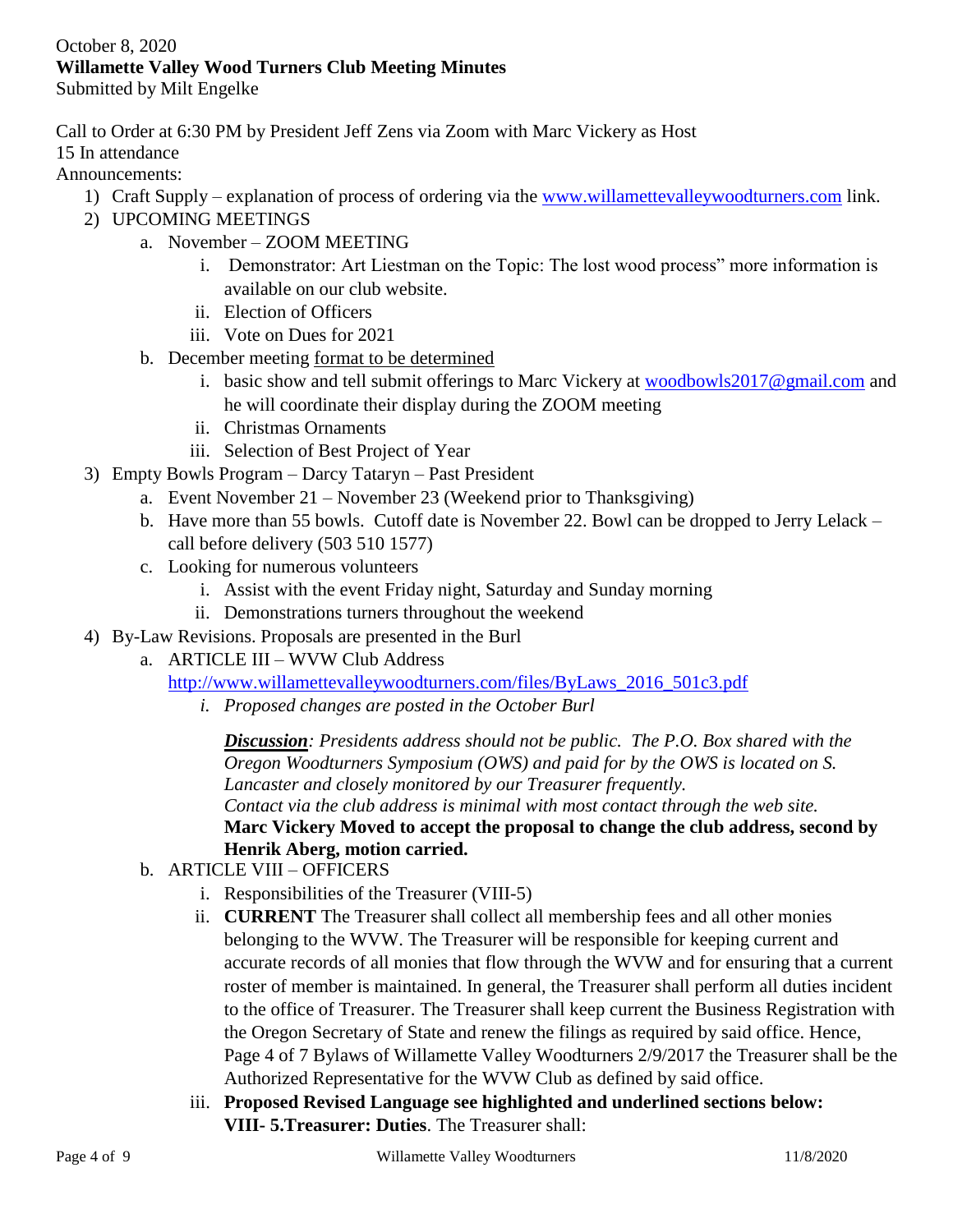October 8, 2020

**Willamette Valley Wood Turners Club Meeting Minutes**

Submitted by Milt Engelke

Call to Order at 6:30 PM by President Jeff Zens via Zoom with Marc Vickery as Host

15 In attendance

Announcements:

1) Craft Supply – explanation of process of ordering via the [www.willamettevalleywoodturners.com](www.willamettevalleywoodturners.com) link.
2) UPCOMING MEETINGS
   a. November – ZOOM MEETING
      i. Demonstrator: Art Liestman on the Topic: The lost wood process" more information is available on our club website.
      ii. Election of Officers
      iii. Vote on Dues for 2021
   b. December meeting <u>format to be determined</u>
      i. basic show and tell submit offerings to Marc Vickery at [woodbowls2017@gmail.com](mailto:woodbowls2017@gmail.com) and he will coordinate their display during the ZOOM meeting
      ii. Christmas Ornaments
      iii. Selection of Best Project of Year
3) Empty Bowls Program – Darcy Tataryn – Past President
   a. Event November 21 – November 23 (Weekend prior to Thanksgiving)
   b. Have more than 55 bowls. Cutoff date is November 22. Bowl can be dropped to Jerry Lelack – call before delivery (503 510 1577)
   c. Looking for numerous volunteers
      i. Assist with the event Friday night, Saturday and Sunday morning
      ii. Demonstrations turners throughout the weekend
4) By-Law Revisions. Proposals are presented in the Burl
   a. ARTICLE III – WVW Club Address [http://www.willamettevalleywoodturners.com/files/ByLaws_2016_501c3.pdf](http://www.willamettevalleywoodturners.com/files/ByLaws_2016_501c3.pdf)
      i. *Proposed changes are posted in the October Burl*

         ***<u>Discussion</u>**: Presidents address should not be public. The P.O. Box shared with the Oregon Woodturners Symposium (OWS) and paid for by the OWS is located on S. Lancaster and closely monitored by our Treasurer frequently.*
         *Contact via the club address is minimal with most contact through the web site.*
         **Marc Vickery Moved to accept the proposal to change the club address, second by Henrik Aberg, motion carried.**
   b. ARTICLE VIII – OFFICERS
      i. Responsibilities of the Treasurer (VIII-5)
      ii. **CURRENT** The Treasurer shall collect all membership fees and all other monies belonging to the WVW. The Treasurer will be responsible for keeping current and accurate records of all monies that flow through the WVW and for ensuring that a current roster of member is maintained. In general, the Treasurer shall perform all duties incident to the office of Treasurer. The Treasurer shall keep current the Business Registration with the Oregon Secretary of State and renew the filings as required by said office. Hence, Page 4 of 7 Bylaws of Willamette Valley Woodturners 2/9/2017 the Treasurer shall be the Authorized Representative for the WVW Club as defined by said office.
      iii. **Proposed Revised Language see highlighted and underlined sections below:**
         **VIII- 5.Treasurer: Duties**. The Treasurer shall: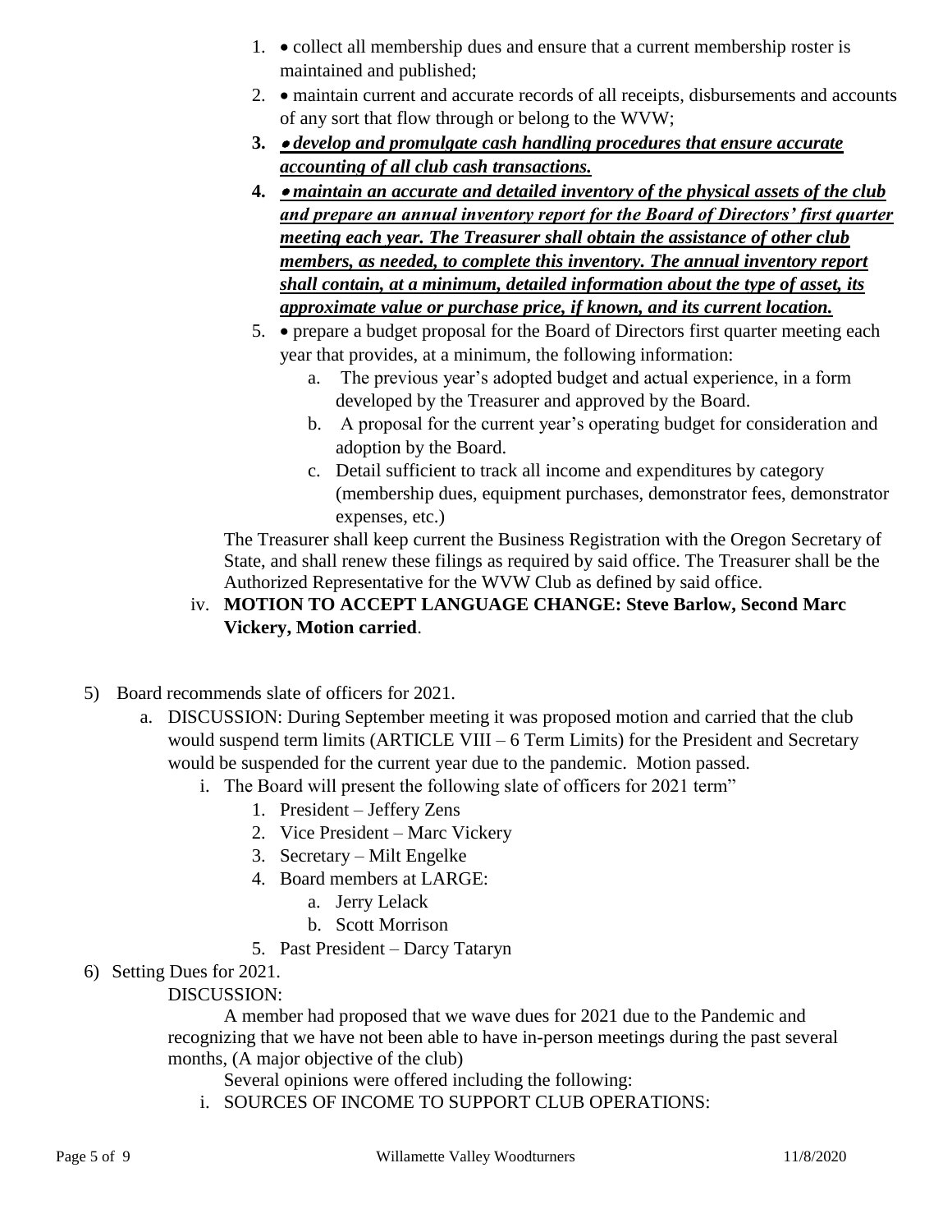1. • collect all membership dues and ensure that a current membership roster is maintained and published;
2. • maintain current and accurate records of all receipts, disbursements and accounts of any sort that flow through or belong to the WVW;
3. ***• develop and promulgate cash handling procedures that ensure accurate accounting of all club cash transactions.***
4. ***• maintain an accurate and detailed inventory of the physical assets of the club and prepare an annual inventory report for the Board of Directors' first quarter meeting each year. The Treasurer shall obtain the assistance of other club members, as needed, to complete this inventory. The annual inventory report shall contain, at a minimum, detailed information about the type of asset, its approximate value or purchase price, if known, and its current location.***
5. • prepare a budget proposal for the Board of Directors first quarter meeting each year that provides, at a minimum, the following information:
    a. The previous year's adopted budget and actual experience, in a form developed by the Treasurer and approved by the Board.
    b. A proposal for the current year's operating budget for consideration and adoption by the Board.
    c. Detail sufficient to track all income and expenditures by category (membership dues, equipment purchases, demonstrator fees, demonstrator expenses, etc.)

The Treasurer shall keep current the Business Registration with the Oregon Secretary of State, and shall renew these filings as required by said office. The Treasurer shall be the Authorized Representative for the WVW Club as defined by said office.

iv. **MOTION TO ACCEPT LANGUAGE CHANGE: Steve Barlow, Second Marc Vickery, Motion carried**.

5) Board recommends slate of officers for 2021.
    a. DISCUSSION: During September meeting it was proposed motion and carried that the club would suspend term limits (ARTICLE VIII – 6 Term Limits) for the President and Secretary would be suspended for the current year due to the pandemic. Motion passed.
        i. The Board will present the following slate of officers for 2021 term"
            1. President – Jeffery Zens
            2. Vice President – Marc Vickery
            3. Secretary – Milt Engelke
            4. Board members at LARGE:
                a. Jerry Lelack
                b. Scott Morrison
            5. Past President – Darcy Tataryn

6) Setting Dues for 2021.

DISCUSSION:

A member had proposed that we wave dues for 2021 due to the Pandemic and recognizing that we have not been able to have in-person meetings during the past several months, (A major objective of the club)

Several opinions were offered including the following:

i. SOURCES OF INCOME TO SUPPORT CLUB OPERATIONS: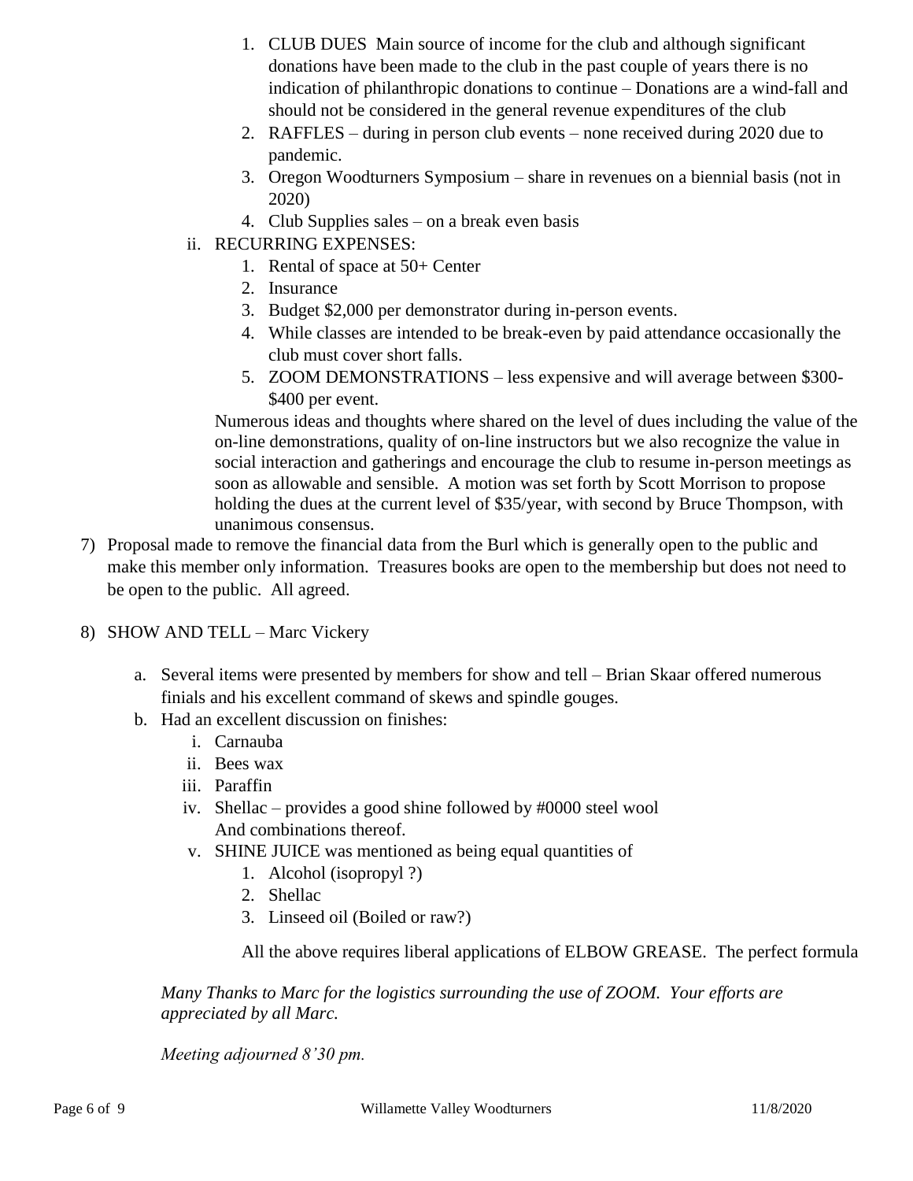1. CLUB DUES  Main source of income for the club and although significant donations have been made to the club in the past couple of years there is no indication of philanthropic donations to continue – Donations are a wind-fall and should not be considered in the general revenue expenditures of the club
2. RAFFLES – during in person club events – none received during 2020 due to pandemic.
3. Oregon Woodturners Symposium – share in revenues on a biennial basis (not in 2020)
4. Club Supplies sales – on a break even basis

ii. RECURRING EXPENSES:

1. Rental of space at 50+ Center
2. Insurance
3. Budget $2,000 per demonstrator during in-person events.
4. While classes are intended to be break-even by paid attendance occasionally the club must cover short falls.
5. ZOOM DEMONSTRATIONS – less expensive and will average between $300-$400 per event.

Numerous ideas and thoughts where shared on the level of dues including the value of the on-line demonstrations, quality of on-line instructors but we also recognize the value in social interaction and gatherings and encourage the club to resume in-person meetings as soon as allowable and sensible.  A motion was set forth by Scott Morrison to propose holding the dues at the current level of $35/year, with second by Bruce Thompson, with unanimous consensus.

7) Proposal made to remove the financial data from the Burl which is generally open to the public and make this member only information.  Treasures books are open to the membership but does not need to be open to the public.  All agreed.

8) SHOW AND TELL – Marc Vickery

a. Several items were presented by members for show and tell – Brian Skaar offered numerous finials and his excellent command of skews and spindle gouges.

b. Had an excellent discussion on finishes:

i. Carnauba
ii. Bees wax
iii. Paraffin
iv. Shellac – provides a good shine followed by #0000 steel wool
And combinations thereof.
v. SHINE JUICE was mentioned as being equal quantities of
   1. Alcohol (isopropyl ?)
   2. Shellac
   3. Linseed oil (Boiled or raw?)

All the above requires liberal applications of ELBOW GREASE.  The perfect formula

*Many Thanks to Marc for the logistics surrounding the use of ZOOM.  Your efforts are appreciated by all Marc.*

*Meeting adjourned 8'30 pm.*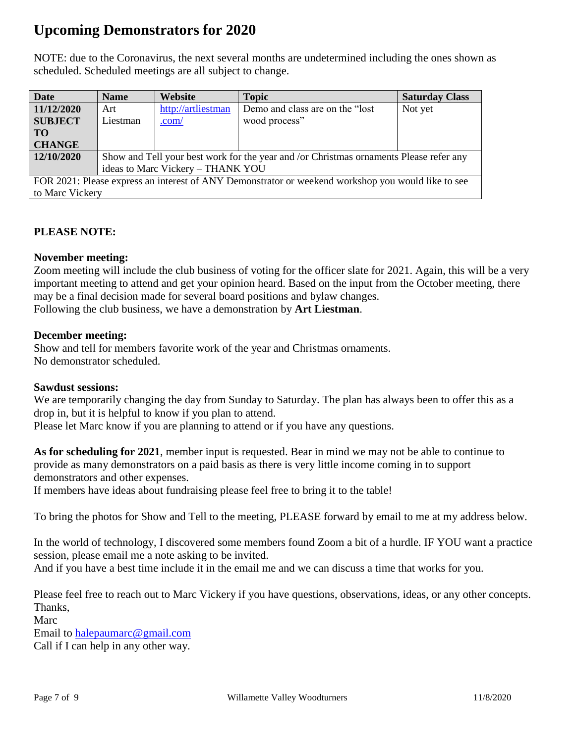# Upcoming Demonstrators for 2020

NOTE: due to the Coronavirus, the next several months are undetermined including the ones shown as scheduled. Scheduled meetings are all subject to change.

| Date | Name | Website | Topic | Saturday Class |
|---|---|---|---|---|
| **11/12/2020 SUBJECT TO CHANGE** | Art Liestman | http://artliestman.com/ | Demo and class are on the "lost wood process" | Not yet |
| **12/10/2020** | Show and Tell your best work for the year and /or Christmas ornaments Please refer any ideas to Marc Vickery – THANK YOU | | | |
| FOR 2021: Please express an interest of ANY Demonstrator or weekend workshop you would like to see to Marc Vickery | | | | |

**PLEASE NOTE:**

**November meeting:**
Zoom meeting will include the club business of voting for the officer slate for 2021. Again, this will be a very important meeting to attend and get your opinion heard. Based on the input from the October meeting, there may be a final decision made for several board positions and bylaw changes.
Following the club business, we have a demonstration by **Art Liestman**.

**December meeting:**
Show and tell for members favorite work of the year and Christmas ornaments.
No demonstrator scheduled.

**Sawdust sessions:**
We are temporarily changing the day from Sunday to Saturday. The plan has always been to offer this as a drop in, but it is helpful to know if you plan to attend.
Please let Marc know if you are planning to attend or if you have any questions.

**As for scheduling for 2021**, member input is requested. Bear in mind we may not be able to continue to provide as many demonstrators on a paid basis as there is very little income coming in to support demonstrators and other expenses.
If members have ideas about fundraising please feel free to bring it to the table!

To bring the photos for Show and Tell to the meeting, PLEASE forward by email to me at my address below.

In the world of technology, I discovered some members found Zoom a bit of a hurdle. IF YOU want a practice session, please email me a note asking to be invited.
And if you have a best time include it in the email me and we can discuss a time that works for you.

Please feel free to reach out to Marc Vickery if you have questions, observations, ideas, or any other concepts.
Thanks,
Marc
Email to halepaumarc@gmail.com
Call if I can help in any other way.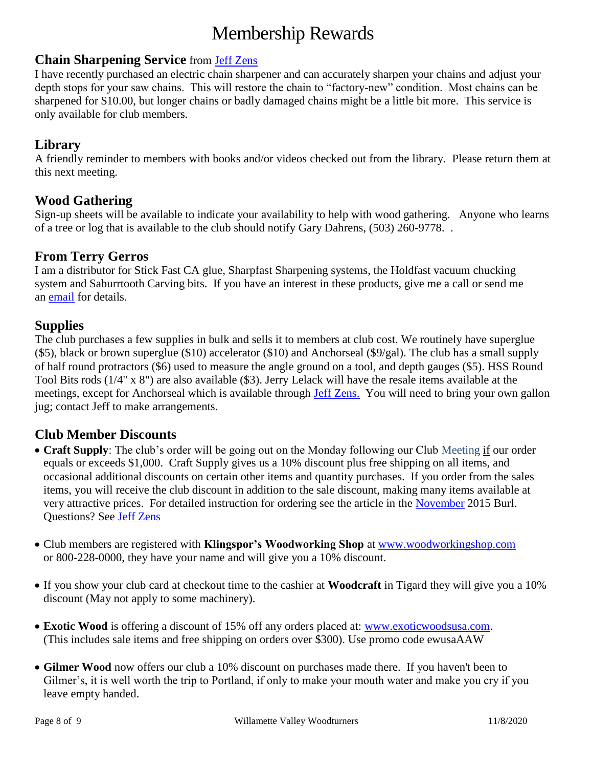# Membership Rewards

## Chain Sharpening Service from Jeff Zens

I have recently purchased an electric chain sharpener and can accurately sharpen your chains and adjust your depth stops for your saw chains. This will restore the chain to "factory-new" condition. Most chains can be sharpened for $10.00, but longer chains or badly damaged chains might be a little bit more. This service is only available for club members.

## Library

A friendly reminder to members with books and/or videos checked out from the library. Please return them at this next meeting.

## Wood Gathering

Sign-up sheets will be available to indicate your availability to help with wood gathering. Anyone who learns of a tree or log that is available to the club should notify Gary Dahrens, (503) 260-9778. .

## From Terry Gerros

I am a distributor for Stick Fast CA glue, Sharpfast Sharpening systems, the Holdfast vacuum chucking system and Saburrtooth Carving bits. If you have an interest in these products, give me a call or send me an email for details.

## Supplies

The club purchases a few supplies in bulk and sells it to members at club cost. We routinely have superglue ($5), black or brown superglue ($10) accelerator ($10) and Anchorseal ($9/gal). The club has a small supply of half round protractors ($6) used to measure the angle ground on a tool, and depth gauges ($5). HSS Round Tool Bits rods (1/4" x 8") are also available ($3). Jerry Lelack will have the resale items available at the meetings, except for Anchorseal which is available through Jeff Zens. You will need to bring your own gallon jug; contact Jeff to make arrangements.

## Club Member Discounts

- **Craft Supply**: The club's order will be going out on the Monday following our Club Meeting if our order equals or exceeds $1,000. Craft Supply gives us a 10% discount plus free shipping on all items, and occasional additional discounts on certain other items and quantity purchases. If you order from the sales items, you will receive the club discount in addition to the sale discount, making many items available at very attractive prices. For detailed instruction for ordering see the article in the November 2015 Burl. Questions? See Jeff Zens

- Club members are registered with **Klingspor's Woodworking Shop** at www.woodworkingshop.com or 800-228-0000, they have your name and will give you a 10% discount.

- If you show your club card at checkout time to the cashier at **Woodcraft** in Tigard they will give you a 10% discount (May not apply to some machinery).

- **Exotic Wood** is offering a discount of 15% off any orders placed at: www.exoticwoodsusa.com. (This includes sale items and free shipping on orders over $300). Use promo code ewusaAAW

- **Gilmer Wood** now offers our club a 10% discount on purchases made there. If you haven't been to Gilmer's, it is well worth the trip to Portland, if only to make your mouth water and make you cry if you leave empty handed.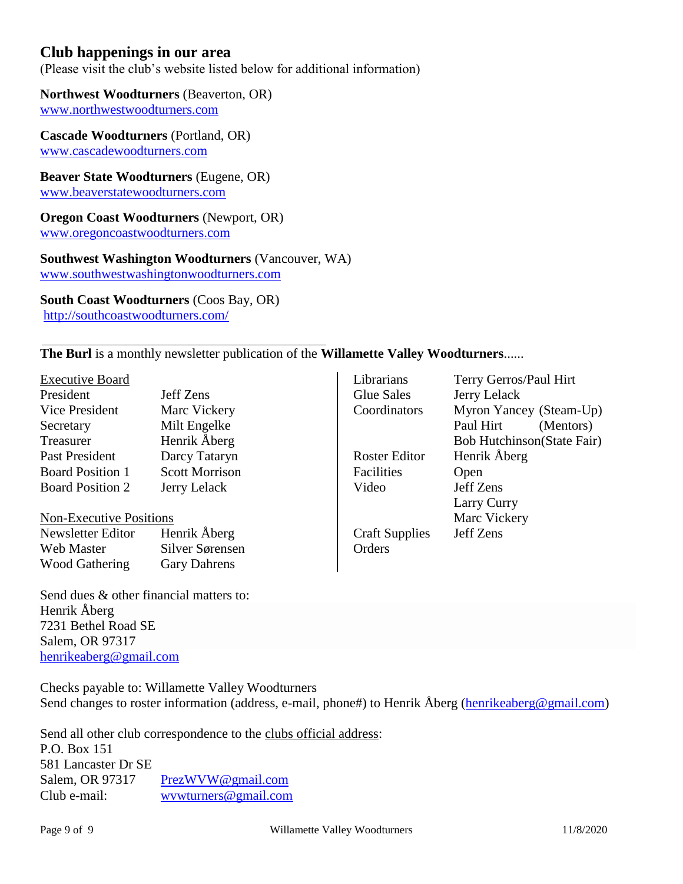## Club happenings in our area

(Please visit the club's website listed below for additional information)

**Northwest Woodturners** (Beaverton, OR)
www.northwestwoodturners.com

**Cascade Woodturners** (Portland, OR)
www.cascadewoodturners.com

**Beaver State Woodturners** (Eugene, OR)
www.beaverstatewoodturners.com

**Oregon Coast Woodturners** (Newport, OR)
www.oregoncoastwoodturners.com

**Southwest Washington Woodturners** (Vancouver, WA)
www.southwestwashingtonwoodturners.com

**South Coast Woodturners** (Coos Bay, OR)
http://southcoastwoodturners.com/

---

**The Burl** is a monthly newsletter publication of the **Willamette Valley Woodturners**......

| | |
|---|---|
| Executive Board | |
| President | Jeff Zens |
| Vice President | Marc Vickery |
| Secretary | Milt Engelke |
| Treasurer | Henrik Åberg |
| Past President | Darcy Tataryn |
| Board Position 1 | Scott Morrison |
| Board Position 2 | Jerry Lelack |
| Non-Executive Positions | |
| Newsletter Editor | Henrik Åberg |
| Web Master | Silver Sørensen |
| Wood Gathering | Gary Dahrens |

| | |
|---|---|
| Librarians | Terry Gerros/Paul Hirt |
| Glue Sales | Jerry Lelack |
| Coordinators | Myron Yancey (Steam-Up) |
| | Paul Hirt (Mentors) |
| | Bob Hutchinson(State Fair) |
| Roster Editor | Henrik Åberg |
| Facilities | Open |
| Video | Jeff Zens |
| | Larry Curry |
| | Marc Vickery |
| Craft Supplies Orders | Jeff Zens |

Send dues & other financial matters to:
Henrik Åberg
7231 Bethel Road SE
Salem, OR 97317
henrikeaberg@gmail.com

Checks payable to: Willamette Valley Woodturners
Send changes to roster information (address, e-mail, phone#) to Henrik Åberg (henrikeaberg@gmail.com)

Send all other club correspondence to the clubs official address:
P.O. Box 151
581 Lancaster Dr SE
Salem, OR 97317 PrezWVW@gmail.com
Club e-mail: wvwturners@gmail.com